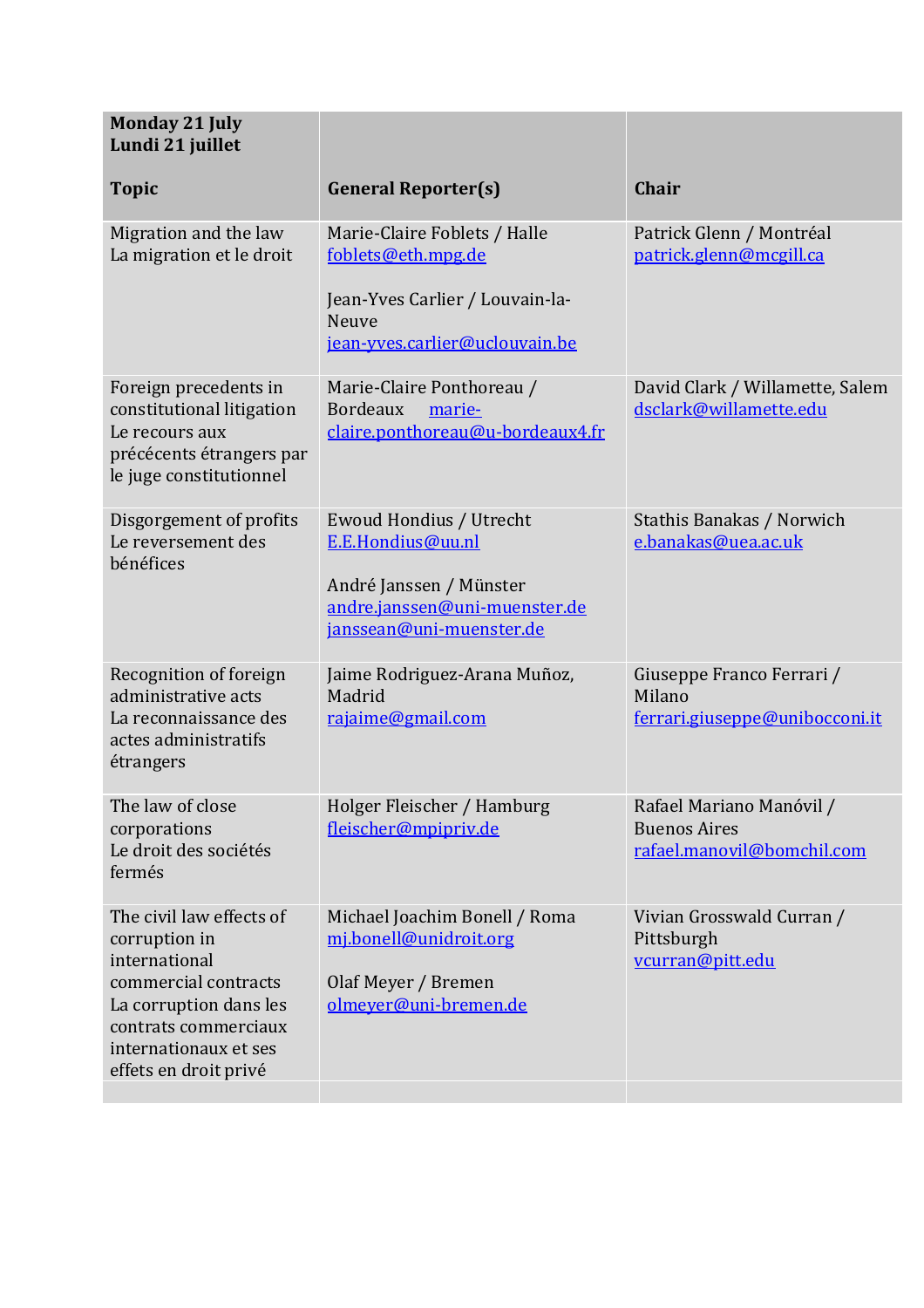| Monday 21 July<br>Lundi 21 juillet<br><br>Topic | General Reporter(s) | Chair |
|---|---|---|
| Migration and the law<br>La migration et le droit | Marie-Claire Foblets / Halle<br>foblets@eth.mpg.de<br><br>Jean-Yves Carlier / Louvain-la-Neuve<br>jean-yves.carlier@uclouvain.be | Patrick Glenn / Montréal<br>patrick.glenn@mcgill.ca |
| Foreign precedents in constitutional litigation<br>Le recours aux précécents étrangers par le juge constitutionnel | Marie-Claire Ponthoreau / Bordeaux marie-claire.ponthoreau@u-bordeaux4.fr | David Clark / Willamette, Salem<br>dsclark@willamette.edu |
| Disgorgement of profits<br>Le reversement des bénéfices | Ewoud Hondius / Utrecht<br>E.E.Hondius@uu.nl<br><br>André Janssen / Münster<br>andre.janssen@uni-muenster.de<br>janssean@uni-muenster.de | Stathis Banakas / Norwich<br>e.banakas@uea.ac.uk |
| Recognition of foreign administrative acts<br>La reconnaissance des actes administratifs étrangers | Jaime Rodriguez-Arana Muñoz, Madrid<br>rajaime@gmail.com | Giuseppe Franco Ferrari / Milano<br>ferrari.giuseppe@unibocconi.it |
| The law of close corporations<br>Le droit des sociétés fermés | Holger Fleischer / Hamburg<br>fleischer@mpipriv.de | Rafael Mariano Manóvil / Buenos Aires<br>rafael.manovil@bomchil.com |
| The civil law effects of corruption in international commercial contracts<br>La corruption dans les contrats commerciaux internationaux et ses effets en droit privé | Michael Joachim Bonell / Roma<br>mj.bonell@unidroit.org<br><br>Olaf Meyer / Bremen<br>olmeyer@uni-bremen.de | Vivian Grosswald Curran / Pittsburgh<br>vcurran@pitt.edu |
| | | |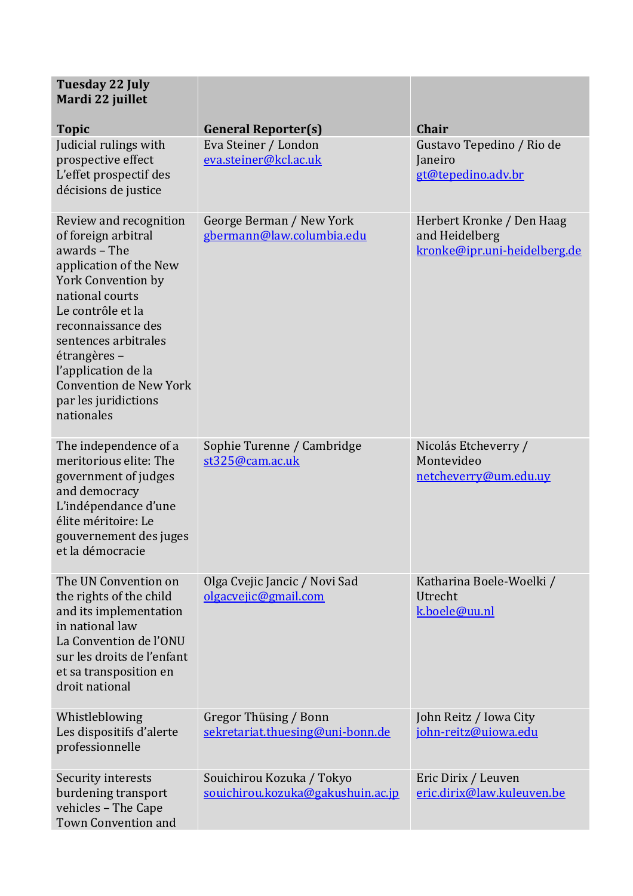| Tuesday 22 July<br>Mardi 22 juillet<br><br>Topic | General Reporter(s) | Chair |
|---|---|---|
| Judicial rulings with prospective effect<br>L'effet prospectif des décisions de justice | Eva Steiner / London<br>eva.steiner@kcl.ac.uk | Gustavo Tepedino / Rio de Janeiro<br>gt@tepedino.adv.br |
| Review and recognition of foreign arbitral awards – The application of the New York Convention by national courts<br>Le contrôle et la reconnaissance des sentences arbitrales étrangères – l'application de la Convention de New York par les juridictions nationales | George Berman / New York<br>gbermann@law.columbia.edu | Herbert Kronke / Den Haag and Heidelberg<br>kronke@ipr.uni-heidelberg.de |
| The independence of a meritorious elite: The government of judges and democracy<br>L'indépendance d'une élite méritoire: Le gouvernement des juges et la démocracie | Sophie Turenne / Cambridge<br>st325@cam.ac.uk | Nicolás Etcheverry / Montevideo<br>netcheverry@um.edu.uy |
| The UN Convention on the rights of the child and its implementation in national law<br>La Convention de l'ONU sur les droits de l'enfant et sa transposition en droit national | Olga Cvejic Jancic / Novi Sad<br>olgacvejic@gmail.com | Katharina Boele-Woelki / Utrecht<br>k.boele@uu.nl |
| Whistleblowing<br>Les dispositifs d'alerte professionnelle | Gregor Thüsing / Bonn<br>sekretariat.thuesing@uni-bonn.de | John Reitz / Iowa City<br>john-reitz@uiowa.edu |
| Security interests burdening transport vehicles – The Cape Town Convention and | Souichirou Kozuka / Tokyo<br>souichirou.kozuka@gakushuin.ac.jp | Eric Dirix / Leuven<br>eric.dirix@law.kuleuven.be |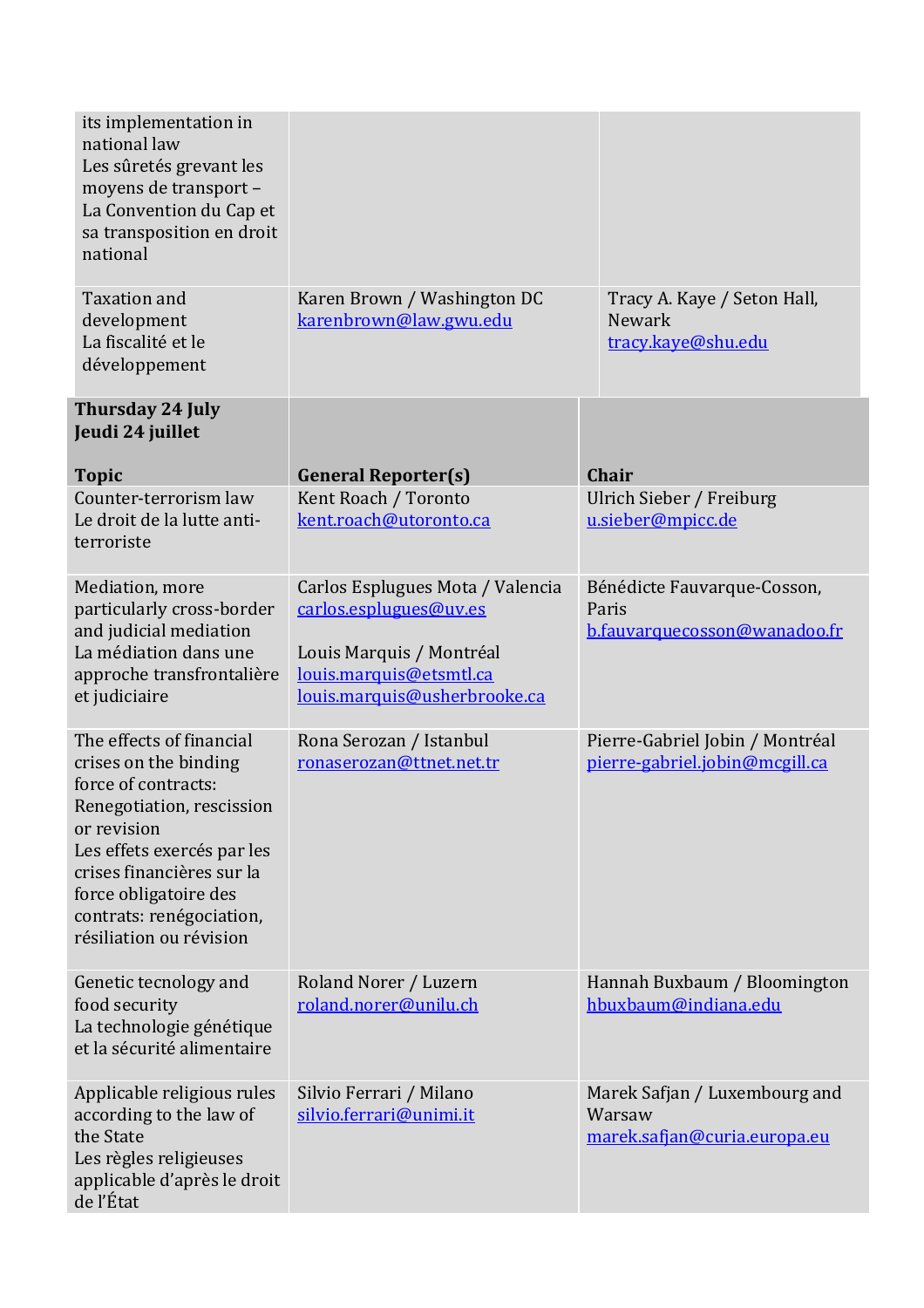| | | |
|---|---|---|
| its implementation in national law<br>Les sûretés grevant les moyens de transport – La Convention du Cap et sa transposition en droit national | | |
| Taxation and development<br>La fiscalité et le développement | Karen Brown / Washington DC<br>karenbrown@law.gwu.edu | Tracy A. Kaye / Seton Hall, Newark<br>tracy.kaye@shu.edu |

| **Thursday 24 July**<br>**Jeudi 24 juillet**<br><br>**Topic** | **General Reporter(s)** | **Chair** |
|---|---|---|
| Counter-terrorism law<br>Le droit de la lutte anti-terroriste | Kent Roach / Toronto<br>kent.roach@utoronto.ca | Ulrich Sieber / Freiburg<br>u.sieber@mpicc.de |
| Mediation, more particularly cross-border and judicial mediation<br>La médiation dans une approche transfrontalière et judiciaire | Carlos Esplugues Mota / Valencia<br>carlos.esplugues@uv.es<br><br>Louis Marquis / Montréal<br>louis.marquis@etsmtl.ca<br>louis.marquis@usherbrooke.ca | Bénédicte Fauvarque-Cosson, Paris<br>b.fauvarquecosson@wanadoo.fr |
| The effects of financial crises on the binding force of contracts: Renegotiation, rescission or revision<br>Les effets exercés par les crises financières sur la force obligatoire des contrats: renégociation, résiliation ou révision | Rona Serozan / Istanbul<br>ronaserozan@ttnet.net.tr | Pierre-Gabriel Jobin / Montréal<br>pierre-gabriel.jobin@mcgill.ca |
| Genetic tecnology and food security<br>La technologie génétique et la sécurité alimentaire | Roland Norer / Luzern<br>roland.norer@unilu.ch | Hannah Buxbaum / Bloomington<br>hbuxbaum@indiana.edu |
| Applicable religious rules according to the law of the State<br>Les règles religieuses applicable d'après le droit de l'État | Silvio Ferrari / Milano<br>silvio.ferrari@unimi.it | Marek Safjan / Luxembourg and Warsaw<br>marek.safjan@curia.europa.eu |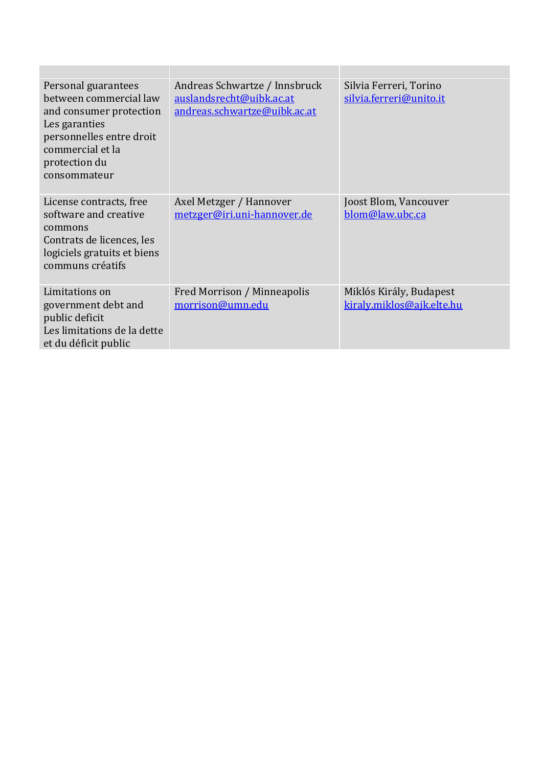| | | |
|---|---|---|
| Personal guarantees between commercial law and consumer protection<br>Les garanties personnelles entre droit commercial et la protection du consommateur | Andreas Schwartze / Innsbruck<br>auslandsrecht@uibk.ac.at<br>andreas.schwartze@uibk.ac.at | Silvia Ferreri, Torino<br>silvia.ferreri@unito.it |
| License contracts, free software and creative commons<br>Contrats de licences, les logiciels gratuits et biens communs créatifs | Axel Metzger / Hannover<br>metzger@iri.uni-hannover.de | Joost Blom, Vancouver<br>blom@law.ubc.ca |
| Limitations on government debt and public deficit<br>Les limitations de la dette et du déficit public | Fred Morrison / Minneapolis<br>morrison@umn.edu | Miklós Király, Budapest<br>kiraly.miklos@ajk.elte.hu |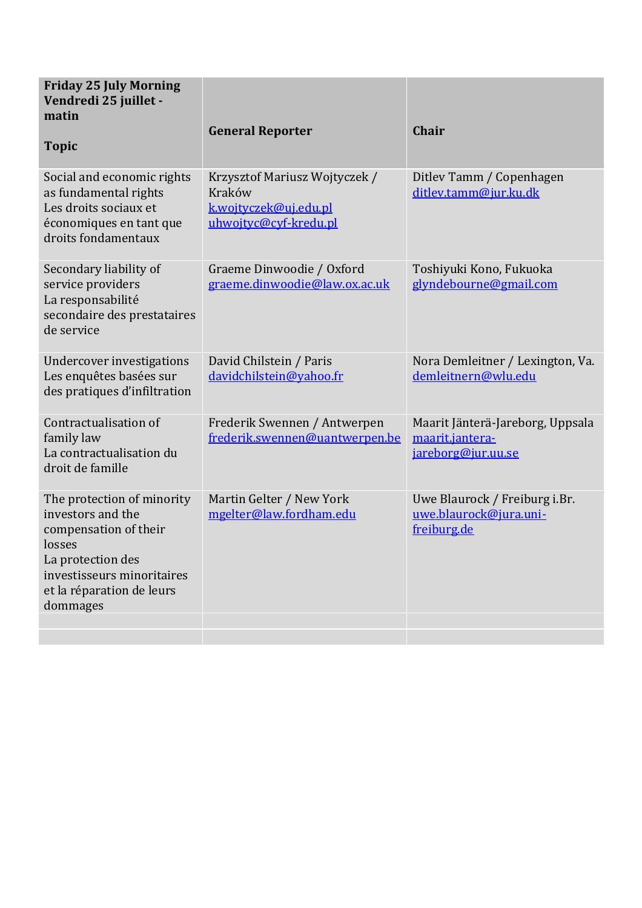| Friday 25 July Morning<br>Vendredi 25 juillet - matin<br><br>Topic | General Reporter | Chair |
|---|---|---|
| Social and economic rights as fundamental rights<br>Les droits sociaux et économiques en tant que droits fondamentaux | Krzysztof Mariusz Wojtyczek / Kraków<br>k.wojtyczek@uj.edu.pl<br>uhwojtyc@cyf-kredu.pl | Ditlev Tamm / Copenhagen<br>ditlev.tamm@jur.ku.dk |
| Secondary liability of service providers<br>La responsabilité secondaire des prestataires de service | Graeme Dinwoodie / Oxford<br>graeme.dinwoodie@law.ox.ac.uk | Toshiyuki Kono, Fukuoka<br>glyndebourne@gmail.com |
| Undercover investigations<br>Les enquêtes basées sur des pratiques d'infiltration | David Chilstein / Paris<br>davidchilstein@yahoo.fr | Nora Demleitner / Lexington, Va.<br>demleitnern@wlu.edu |
| Contractualisation of family law<br>La contractualisation du droit de famille | Frederik Swennen / Antwerpen<br>frederik.swennen@uantwerpen.be | Maarit Jänterä-Jareborg, Uppsala<br>maarit.jantera-jareborg@jur.uu.se |
| The protection of minority investors and the compensation of their losses<br>La protection des investisseurs minoritaires et la réparation de leurs dommages | Martin Gelter / New York<br>mgelter@law.fordham.edu | Uwe Blaurock / Freiburg i.Br.<br>uwe.blaurock@jura.uni-freiburg.de |
| | | |
| | | |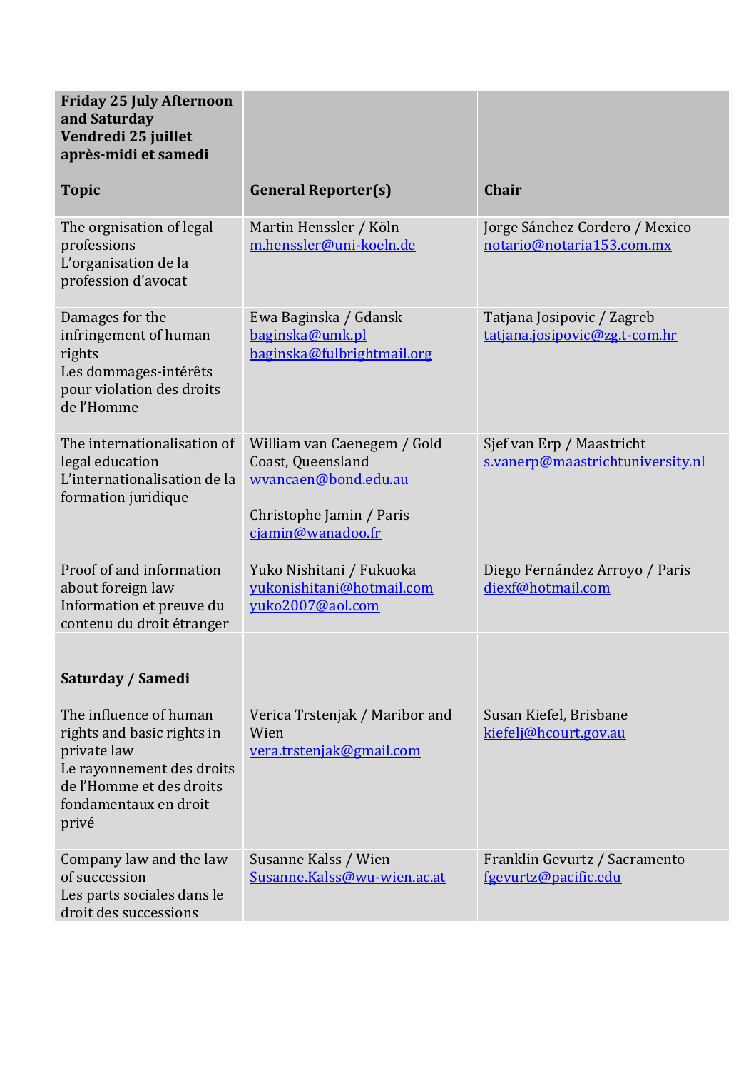| **Friday 25 July Afternoon and Saturday**<br>**Vendredi 25 juillet après-midi et samedi**<br><br>**Topic** | **General Reporter(s)** | **Chair** |
| --- | --- | --- |
| The orgnisation of legal professions<br>L'organisation de la profession d'avocat | Martin Henssler / Köln<br>m.henssler@uni-koeln.de | Jorge Sánchez Cordero / Mexico<br>notario@notaria153.com.mx |
| Damages for the infringement of human rights<br>Les dommages-intérêts pour violation des droits de l'Homme | Ewa Baginska / Gdansk<br>baginska@umk.pl<br>baginska@fulbrightmail.org | Tatjana Josipovic / Zagreb<br>tatjana.josipovic@zg.t-com.hr |
| The internationalisation of legal education<br>L'internationalisation de la formation juridique | William van Caenegem / Gold Coast, Queensland<br>wvancaen@bond.edu.au<br><br>Christophe Jamin / Paris<br>cjamin@wanadoo.fr | Sjef van Erp / Maastricht<br>s.vanerp@maastrichtuniversity.nl |
| Proof of and information about foreign law<br>Information et preuve du contenu du droit étranger | Yuko Nishitani / Fukuoka<br>yukonishitani@hotmail.com<br>yuko2007@aol.com | Diego Fernández Arroyo / Paris<br>diexf@hotmail.com |
| **Saturday / Samedi** | | |
| The influence of human rights and basic rights in private law<br>Le rayonnement des droits de l'Homme et des droits fondamentaux en droit privé | Verica Trstenjak / Maribor and Wien<br>vera.trstenjak@gmail.com | Susan Kiefel, Brisbane<br>kiefelj@hcourt.gov.au |
| Company law and the law of succession<br>Les parts sociales dans le droit des successions | Susanne Kalss / Wien<br>Susanne.Kalss@wu-wien.ac.at | Franklin Gevurtz / Sacramento<br>fgevurtz@pacific.edu |